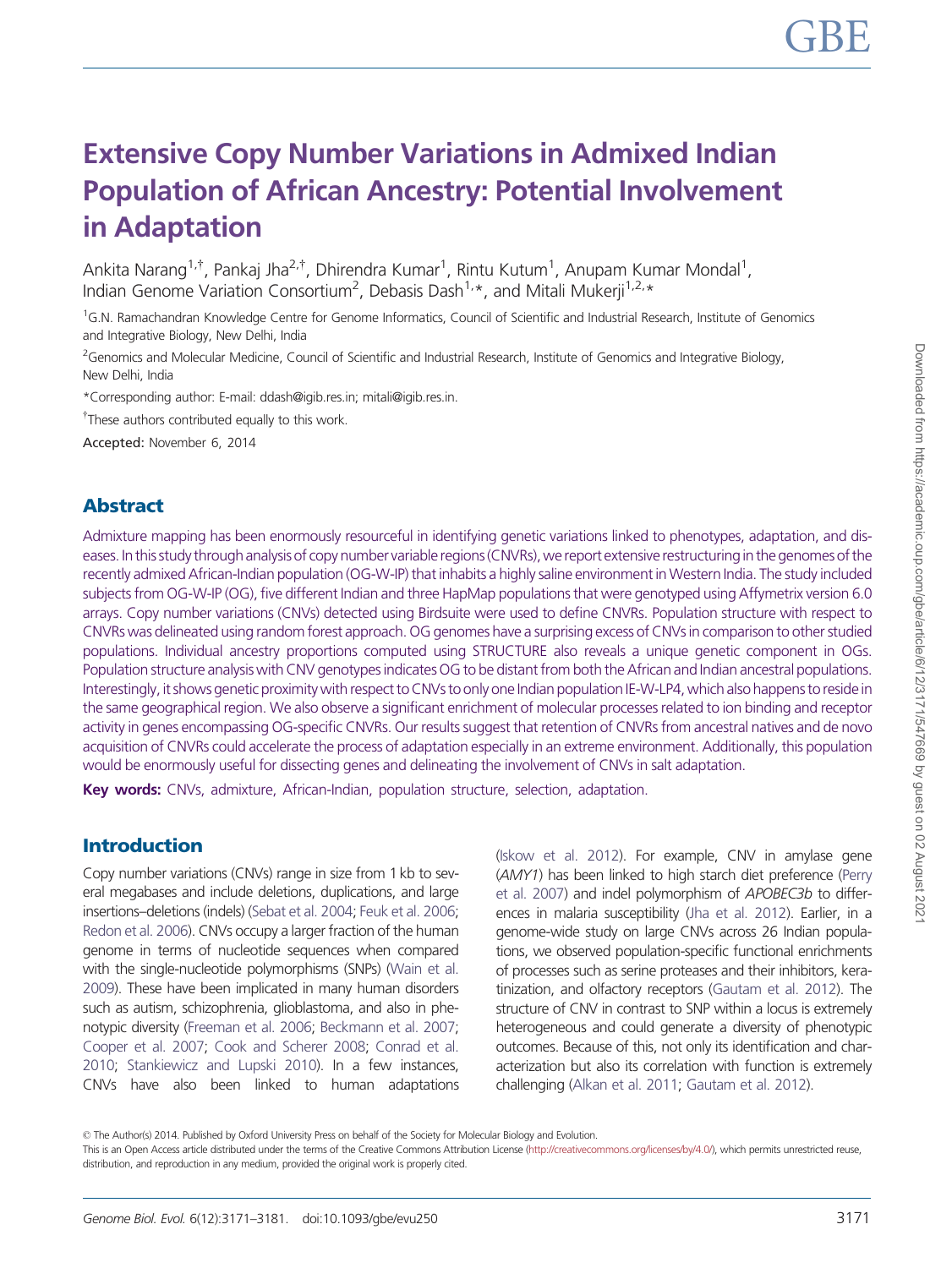# Extensive Copy Number Variations in Admixed Indian Population of African Ancestry: Potential Involvement in Adaptation

Ankita Narang[1,†], Pankaj Jha[2,†], Dhirendra Kumar[1], Rintu Kutum[1], Anupam Kumar Mondal[1], Indian Genome Variation Consortium[2], Debasis Dash[1,*], and Mitali Mukerji[1,2,*]

[1]G.N. Ramachandran Knowledge Centre for Genome Informatics, Council of Scientific and Industrial Research, Institute of Genomics and Integrative Biology, New Delhi, India

[2]Genomics and Molecular Medicine, Council of Scientific and Industrial Research, Institute of Genomics and Integrative Biology, New Delhi, India

*Corresponding author: E-mail: ddash@igib.res.in; mitali@igib.res.in.

[†]These authors contributed equally to this work.

**Accepted:** November 6, 2014

## Abstract

Admixture mapping has been enormously resourceful in identifying genetic variations linked to phenotypes, adaptation, and diseases. In this study through analysis of copy number variable regions (CNVRs), we report extensive restructuring in the genomes of the recently admixed African-Indian population (OG-W-IP) that inhabits a highly saline environment in Western India. The study included subjects from OG-W-IP (OG), five different Indian and three HapMap populations that were genotyped using Affymetrix version 6.0 arrays. Copy number variations (CNVs) detected using Birdsuite were used to define CNVRs. Population structure with respect to CNVRs was delineated using random forest approach. OG genomes have a surprising excess of CNVs in comparison to other studied populations. Individual ancestry proportions computed using STRUCTURE also reveals a unique genetic component in OGs. Population structure analysis with CNV genotypes indicates OG to be distant from both the African and Indian ancestral populations. Interestingly, it shows genetic proximity with respect to CNVs to only one Indian population IE-W-LP4, which also happens to reside in the same geographical region. We also observe a significant enrichment of molecular processes related to ion binding and receptor activity in genes encompassing OG-specific CNVRs. Our results suggest that retention of CNVRs from ancestral natives and de novo acquisition of CNVRs could accelerate the process of adaptation especially in an extreme environment. Additionally, this population would be enormously useful for dissecting genes and delineating the involvement of CNVs in salt adaptation.

**Key words:** CNVs, admixture, African-Indian, population structure, selection, adaptation.

## Introduction

Copy number variations (CNVs) range in size from 1 kb to several megabases and include deletions, duplications, and large insertions–deletions (indels) (Sebat et al. 2004; Feuk et al. 2006; Redon et al. 2006). CNVs occupy a larger fraction of the human genome in terms of nucleotide sequences when compared with the single-nucleotide polymorphisms (SNPs) (Wain et al. 2009). These have been implicated in many human disorders such as autism, schizophrenia, glioblastoma, and also in phenotypic diversity (Freeman et al. 2006; Beckmann et al. 2007; Cooper et al. 2007; Cook and Scherer 2008; Conrad et al. 2010; Stankiewicz and Lupski 2010). In a few instances, CNVs have also been linked to human adaptations (Iskow et al. 2012). For example, CNV in amylase gene (*AMY1*) has been linked to high starch diet preference (Perry et al. 2007) and indel polymorphism of *APOBEC3b* to differences in malaria susceptibility (Jha et al. 2012). Earlier, in a genome-wide study on large CNVs across 26 Indian populations, we observed population-specific functional enrichments of processes such as serine proteases and their inhibitors, keratinization, and olfactory receptors (Gautam et al. 2012). The structure of CNV in contrast to SNP within a locus is extremely heterogeneous and could generate a diversity of phenotypic outcomes. Because of this, not only its identification and characterization but also its correlation with function is extremely challenging (Alkan et al. 2011; Gautam et al. 2012).

© The Author(s) 2014. Published by Oxford University Press on behalf of the Society for Molecular Biology and Evolution.
This is an Open Access article distributed under the terms of the Creative Commons Attribution License (http://creativecommons.org/licenses/by/4.0/), which permits unrestricted reuse, distribution, and reproduction in any medium, provided the original work is properly cited.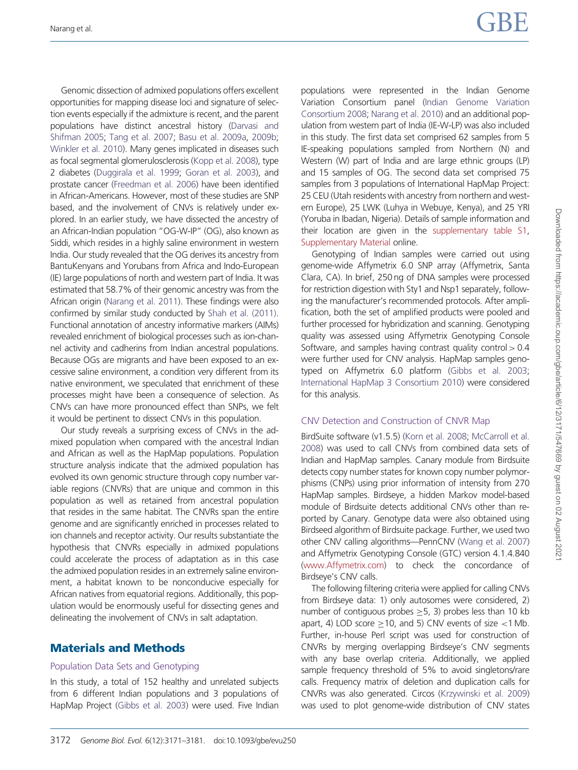Genomic dissection of admixed populations offers excellent opportunities for mapping disease loci and signature of selection events especially if the admixture is recent, and the parent populations have distinct ancestral history (Darvasi and Shifman 2005; Tang et al. 2007; Basu et al. 2009a, 2009b; Winkler et al. 2010). Many genes implicated in diseases such as focal segmental glomerulosclerosis (Kopp et al. 2008), type 2 diabetes (Duggirala et al. 1999; Goran et al. 2003), and prostate cancer (Freedman et al. 2006) have been identified in African-Americans. However, most of these studies are SNP based, and the involvement of CNVs is relatively under explored. In an earlier study, we have dissected the ancestry of an African-Indian population "OG-W-IP" (OG), also known as Siddi, which resides in a highly saline environment in western India. Our study revealed that the OG derives its ancestry from BantuKenyans and Yorubans from Africa and Indo-European (IE) large populations of north and western part of India. It was estimated that 58.7% of their genomic ancestry was from the African origin (Narang et al. 2011). These findings were also confirmed by similar study conducted by Shah et al. (2011). Functional annotation of ancestry informative markers (AIMs) revealed enrichment of biological processes such as ion-channel activity and cadherins from Indian ancestral populations. Because OGs are migrants and have been exposed to an excessive saline environment, a condition very different from its native environment, we speculated that enrichment of these processes might have been a consequence of selection. As CNVs can have more pronounced effect than SNPs, we felt it would be pertinent to dissect CNVs in this population.

Our study reveals a surprising excess of CNVs in the admixed population when compared with the ancestral Indian and African as well as the HapMap populations. Population structure analysis indicate that the admixed population has evolved its own genomic structure through copy number variable regions (CNVRs) that are unique and common in this population as well as retained from ancestral population that resides in the same habitat. The CNVRs span the entire genome and are significantly enriched in processes related to ion channels and receptor activity. Our results substantiate the hypothesis that CNVRs especially in admixed populations could accelerate the process of adaptation as in this case the admixed population resides in an extremely saline environment, a habitat known to be nonconducive especially for African natives from equatorial regions. Additionally, this population would be enormously useful for dissecting genes and delineating the involvement of CNVs in salt adaptation.

## Materials and Methods

### Population Data Sets and Genotyping

In this study, a total of 152 healthy and unrelated subjects from 6 different Indian populations and 3 populations of HapMap Project (Gibbs et al. 2003) were used. Five Indian populations were represented in the Indian Genome Variation Consortium panel (Indian Genome Variation Consortium 2008; Narang et al. 2010) and an additional population from western part of India (IE-W-LP) was also included in this study. The first data set comprised 62 samples from 5 IE-speaking populations sampled from Northern (N) and Western (W) part of India and are large ethnic groups (LP) and 15 samples of OG. The second data set comprised 75 samples from 3 populations of International HapMap Project: 25 CEU (Utah residents with ancestry from northern and western Europe), 25 LWK (Luhya in Webuye, Kenya), and 25 YRI (Yoruba in Ibadan, Nigeria). Details of sample information and their location are given in the supplementary table S1, Supplementary Material online.

Genotyping of Indian samples were carried out using genome-wide Affymetrix 6.0 SNP array (Affymetrix, Santa Clara, CA). In brief, 250 ng of DNA samples were processed for restriction digestion with Sty1 and Nsp1 separately, following the manufacturer's recommended protocols. After amplification, both the set of amplified products were pooled and further processed for hybridization and scanning. Genotyping quality was assessed using Affymetrix Genotyping Console Software, and samples having contrast quality control > 0.4 were further used for CNV analysis. HapMap samples genotyped on Affymetrix 6.0 platform (Gibbs et al. 2003; International HapMap 3 Consortium 2010) were considered for this analysis.

### CNV Detection and Construction of CNVR Map

BirdSuite software (v1.5.5) (Korn et al. 2008; McCarroll et al. 2008) was used to call CNVs from combined data sets of Indian and HapMap samples. Canary module from Birdsuite detects copy number states for known copy number polymorphisms (CNPs) using prior information of intensity from 270 HapMap samples. Birdseye, a hidden Markov model-based module of Birdsuite detects additional CNVs other than reported by Canary. Genotype data were also obtained using Birdseed algorithm of Birdsuite package. Further, we used two other CNV calling algorithms—PennCNV (Wang et al. 2007) and Affymetrix Genotyping Console (GTC) version 4.1.4.840 (www.Affymetrix.com) to check the concordance of Birdseye's CNV calls.

The following filtering criteria were applied for calling CNVs from Birdseye data: 1) only autosomes were considered, 2) number of contiguous probes ≥5, 3) probes less than 10 kb apart, 4) LOD score ≥10, and 5) CNV events of size <1 Mb. Further, in-house Perl script was used for construction of CNVRs by merging overlapping Birdseye's CNV segments with any base overlap criteria. Additionally, we applied sample frequency threshold of 5% to avoid singletons/rare calls. Frequency matrix of deletion and duplication calls for CNVRs was also generated. Circos (Krzywinski et al. 2009) was used to plot genome-wide distribution of CNV states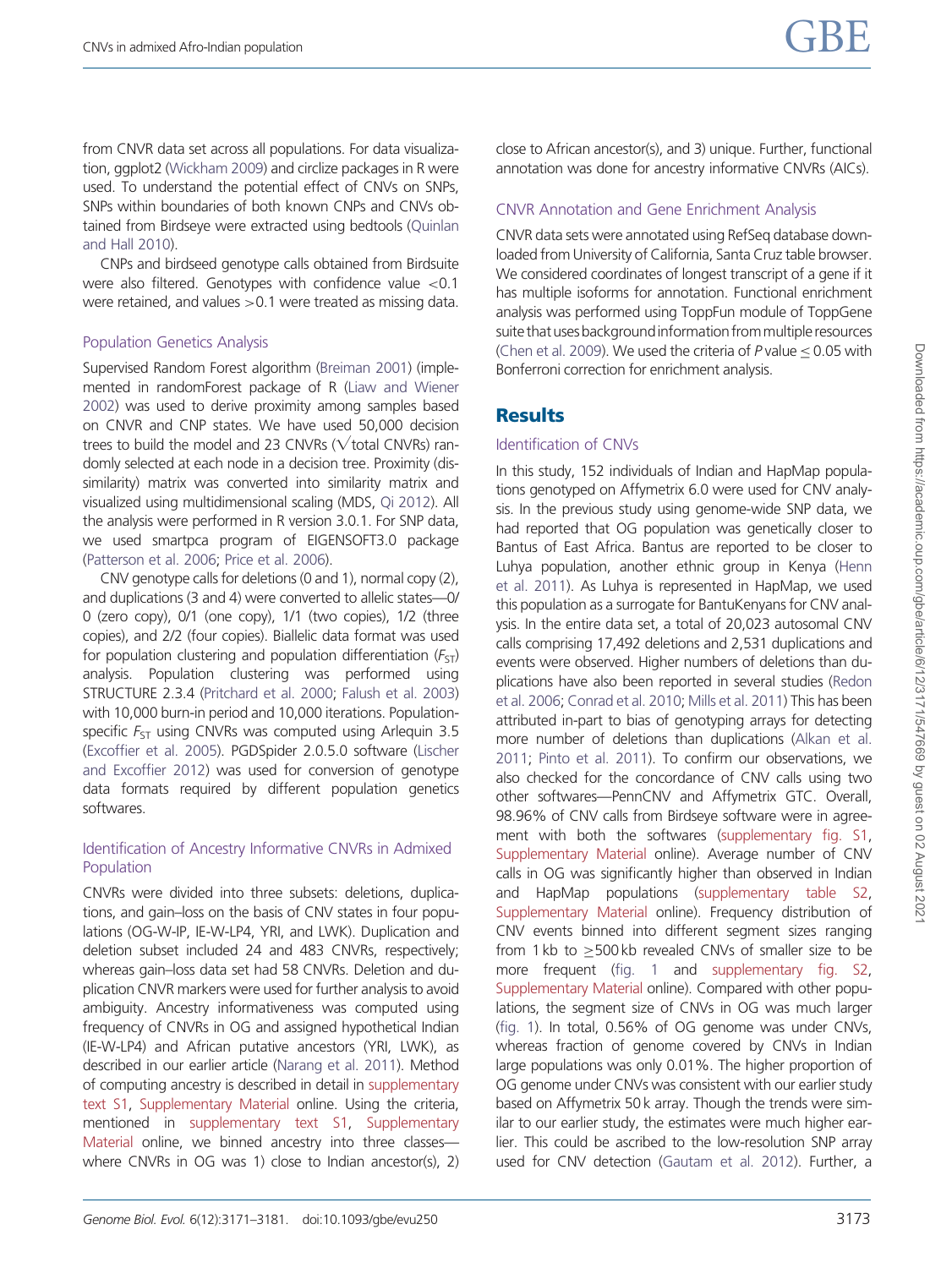from CNVR data set across all populations. For data visualization, ggplot2 (Wickham 2009) and circlize packages in R were used. To understand the potential effect of CNVs on SNPs, SNPs within boundaries of both known CNPs and CNVs obtained from Birdseye were extracted using bedtools (Quinlan and Hall 2010).

CNPs and birdseed genotype calls obtained from Birdsuite were also filtered. Genotypes with confidence value <0.1 were retained, and values >0.1 were treated as missing data.

### Population Genetics Analysis

Supervised Random Forest algorithm (Breiman 2001) (implemented in randomForest package of R (Liaw and Wiener 2002) was used to derive proximity among samples based on CNVR and CNP states. We have used 50,000 decision trees to build the model and 23 CNVRs (√total CNVRs) randomly selected at each node in a decision tree. Proximity (dissimilarity) matrix was converted into similarity matrix and visualized using multidimensional scaling (MDS, Qi 2012). All the analysis were performed in R version 3.0.1. For SNP data, we used smartpca program of EIGENSOFT3.0 package (Patterson et al. 2006; Price et al. 2006).

CNV genotype calls for deletions (0 and 1), normal copy (2), and duplications (3 and 4) were converted to allelic states—0/0 (zero copy), 0/1 (one copy), 1/1 (two copies), 1/2 (three copies), and 2/2 (four copies). Biallelic data format was used for population clustering and population differentiation ($F_{ST}$) analysis. Population clustering was performed using STRUCTURE 2.3.4 (Pritchard et al. 2000; Falush et al. 2003) with 10,000 burn-in period and 10,000 iterations. Population-specific $F_{ST}$ using CNVRs was computed using Arlequin 3.5 (Excoffier et al. 2005). PGDSpider 2.0.5.0 software (Lischer and Excoffier 2012) was used for conversion of genotype data formats required by different population genetics softwares.

### Identification of Ancestry Informative CNVRs in Admixed Population

CNVRs were divided into three subsets: deletions, duplications, and gain–loss on the basis of CNV states in four populations (OG-W-IP, IE-W-LP4, YRI, and LWK). Duplication and deletion subset included 24 and 483 CNVRs, respectively; whereas gain–loss data set had 58 CNVRs. Deletion and duplication CNVR markers were used for further analysis to avoid ambiguity. Ancestry informativeness was computed using frequency of CNVRs in OG and assigned hypothetical Indian (IE-W-LP4) and African putative ancestors (YRI, LWK), as described in our earlier article (Narang et al. 2011). Method of computing ancestry is described in detail in supplementary text S1, Supplementary Material online. Using the criteria, mentioned in supplementary text S1, Supplementary Material online, we binned ancestry into three classes—where CNVRs in OG was 1) close to Indian ancestor(s), 2) close to African ancestor(s), and 3) unique. Further, functional annotation was done for ancestry informative CNVRs (AICs).

### CNVR Annotation and Gene Enrichment Analysis

CNVR data sets were annotated using RefSeq database downloaded from University of California, Santa Cruz table browser. We considered coordinates of longest transcript of a gene if it has multiple isoforms for annotation. Functional enrichment analysis was performed using ToppFun module of ToppGene suite that uses background information from multiple resources (Chen et al. 2009). We used the criteria of $P$ value ≤ 0.05 with Bonferroni correction for enrichment analysis.

## Results

### Identification of CNVs

In this study, 152 individuals of Indian and HapMap populations genotyped on Affymetrix 6.0 were used for CNV analysis. In the previous study using genome-wide SNP data, we had reported that OG population was genetically closer to Bantus of East Africa. Bantus are reported to be closer to Luhya population, another ethnic group in Kenya (Henn et al. 2011). As Luhya is represented in HapMap, we used this population as a surrogate for BantuKenyans for CNV analysis. In the entire data set, a total of 20,023 autosomal CNV calls comprising 17,492 deletions and 2,531 duplications and events were observed. Higher numbers of deletions than duplications have also been reported in several studies (Redon et al. 2006; Conrad et al. 2010; Mills et al. 2011) This has been attributed in-part to bias of genotyping arrays for detecting more number of deletions than duplications (Alkan et al. 2011; Pinto et al. 2011). To confirm our observations, we also checked for the concordance of CNV calls using two other softwares—PennCNV and Affymetrix GTC. Overall, 98.96% of CNV calls from Birdseye software were in agreement with both the softwares (supplementary fig. S1, Supplementary Material online). Average number of CNV calls in OG was significantly higher than observed in Indian and HapMap populations (supplementary table S2, Supplementary Material online). Frequency distribution of CNV events binned into different segment sizes ranging from 1 kb to ≥500 kb revealed CNVs of smaller size to be more frequent (fig. 1 and supplementary fig. S2, Supplementary Material online). Compared with other populations, the segment size of CNVs in OG was much larger (fig. 1). In total, 0.56% of OG genome was under CNVs, whereas fraction of genome covered by CNVs in Indian large populations was only 0.01%. The higher proportion of OG genome under CNVs was consistent with our earlier study based on Affymetrix 50 k array. Though the trends were similar to our earlier study, the estimates were much higher earlier. This could be ascribed to the low-resolution SNP array used for CNV detection (Gautam et al. 2012). Further, a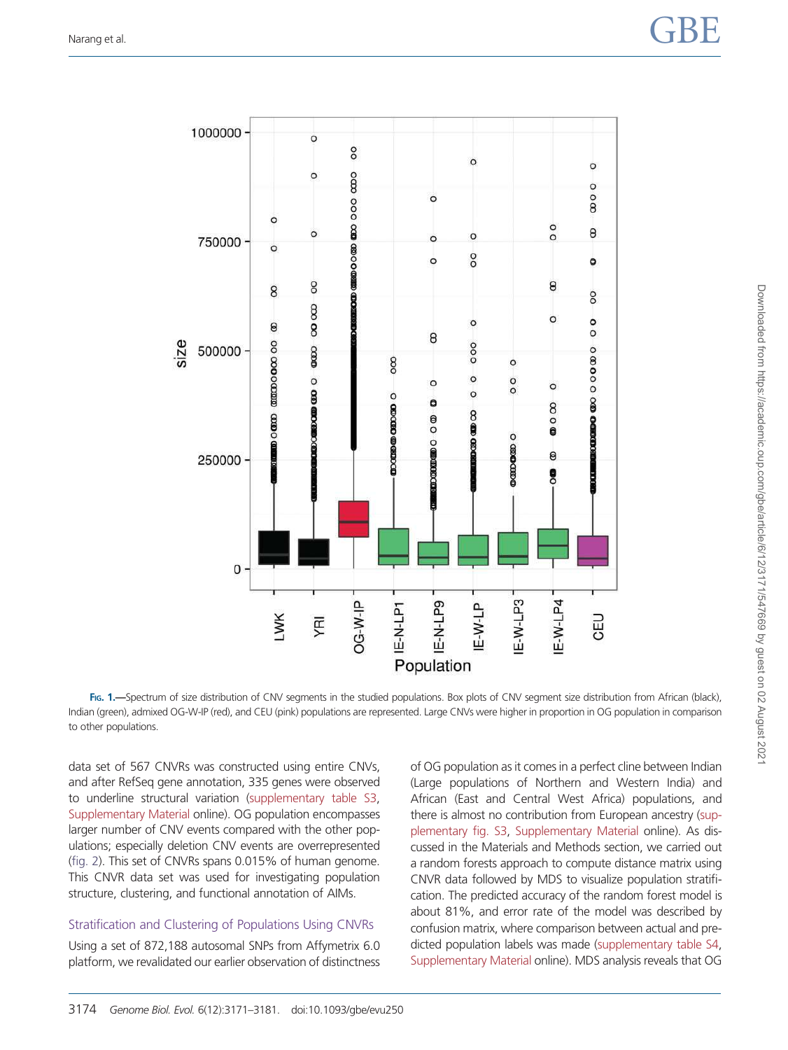FIG. 1.—Spectrum of size distribution of CNV segments in the studied populations. Box plots of CNV segment size distribution from African (black), Indian (green), admixed OG-W-IP (red), and CEU (pink) populations are represented. Large CNVs were higher in proportion in OG population in comparison to other populations.

data set of 567 CNVRs was constructed using entire CNVs, and after RefSeq gene annotation, 335 genes were observed to underline structural variation (supplementary table S3, Supplementary Material online). OG population encompasses larger number of CNV events compared with the other populations; especially deletion CNV events are overrepresented (fig. 2). This set of CNVRs spans 0.015% of human genome. This CNVR data set was used for investigating population structure, clustering, and functional annotation of AIMs.

## Stratification and Clustering of Populations Using CNVRs

Using a set of 872,188 autosomal SNPs from Affymetrix 6.0 platform, we revalidated our earlier observation of distinctness of OG population as it comes in a perfect cline between Indian (Large populations of Northern and Western India) and African (East and Central West Africa) populations, and there is almost no contribution from European ancestry (supplementary fig. S3, Supplementary Material online). As discussed in the Materials and Methods section, we carried out a random forests approach to compute distance matrix using CNVR data followed by MDS to visualize population stratification. The predicted accuracy of the random forest model is about 81%, and error rate of the model was described by confusion matrix, where comparison between actual and predicted population labels was made (supplementary table S4, Supplementary Material online). MDS analysis reveals that OG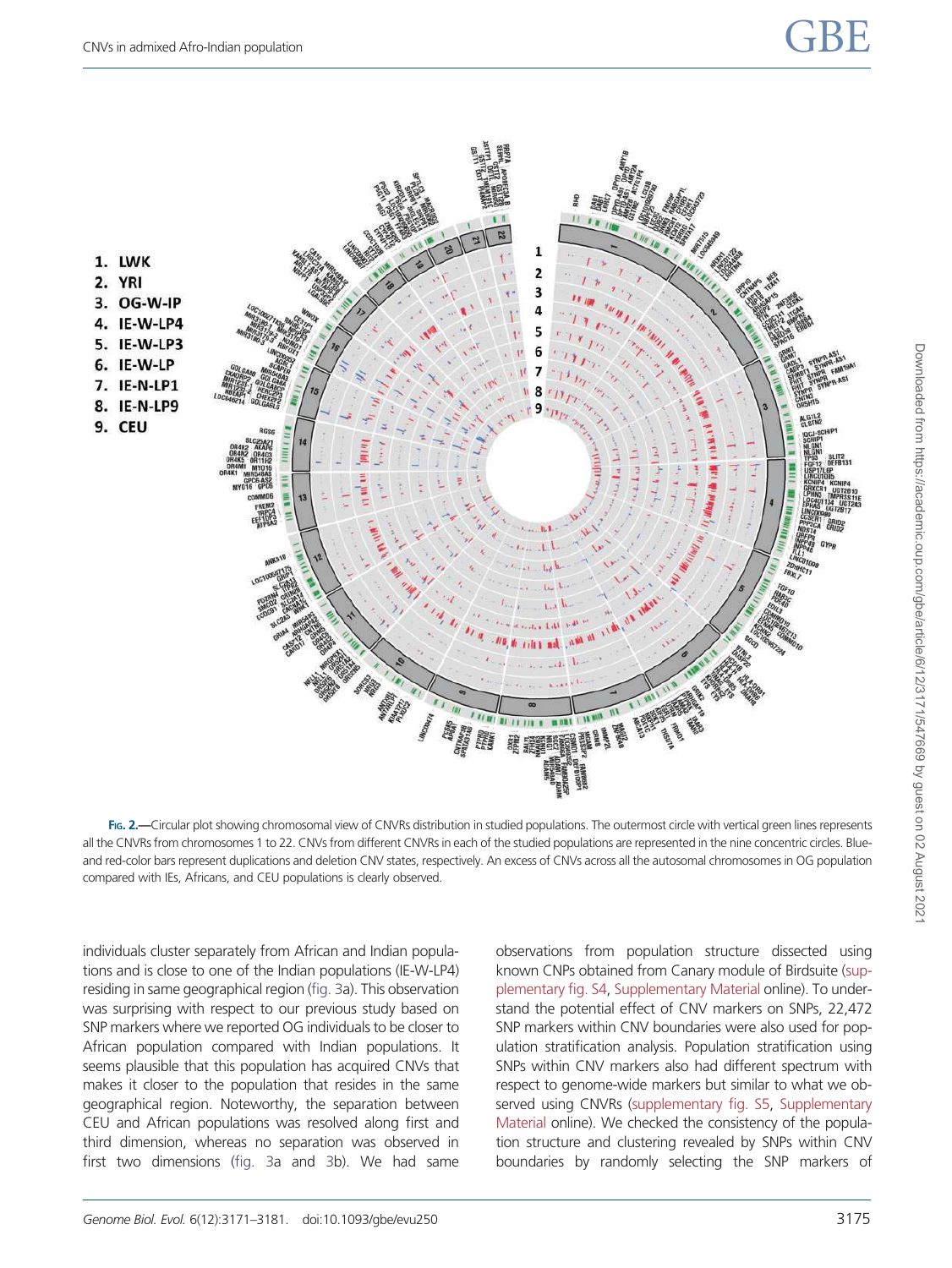1. LWK
2. YRI
3. OG-W-IP
4. IE-W-LP4
5. IE-W-LP3
6. IE-W-LP
7. IE-N-LP1
8. IE-N-LP9
9. CEU

**Fig. 2.**—Circular plot showing chromosomal view of CNVRs distribution in studied populations. The outermost circle with vertical green lines represents all the CNVRs from chromosomes 1 to 22. CNVs from different CNVRs in each of the studied populations are represented in the nine concentric circles. Blue- and red-color bars represent duplications and deletion CNV states, respectively. An excess of CNVs across all the autosomal chromosomes in OG population compared with IEs, Africans, and CEU populations is clearly observed.

individuals cluster separately from African and Indian populations and is close to one of the Indian populations (IE-W-LP4) residing in same geographical region (fig. 3a). This observation was surprising with respect to our previous study based on SNP markers where we reported OG individuals to be closer to African population compared with Indian populations. It seems plausible that this population has acquired CNVs that makes it closer to the population that resides in the same geographical region. Noteworthy, the separation between CEU and African populations was resolved along first and third dimension, whereas no separation was observed in first two dimensions (fig. 3a and 3b). We had same observations from population structure dissected using known CNPs obtained from Canary module of Birdsuite (supplementary fig. S4, Supplementary Material online). To understand the potential effect of CNV markers on SNPs, 22,472 SNP markers within CNV boundaries were also used for population stratification analysis. Population stratification using SNPs within CNV markers also had different spectrum with respect to genome-wide markers but similar to what we observed using CNVRs (supplementary fig. S5, Supplementary Material online). We checked the consistency of the population structure and clustering revealed by SNPs within CNV boundaries by randomly selecting the SNP markers of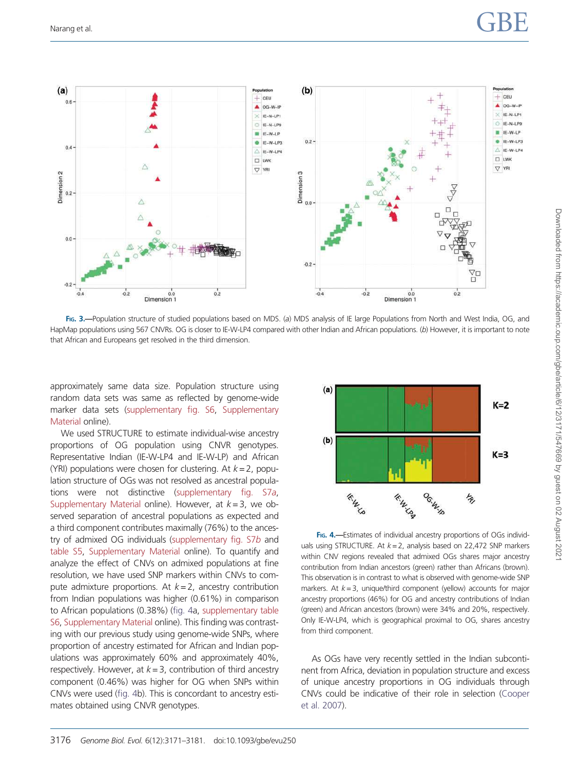Fig. 3.—Population structure of studied populations based on MDS. (*a*) MDS analysis of IE large Populations from North and West India, OG, and HapMap populations using 567 CNVRs. OG is closer to IE-W-LP4 compared with other Indian and African populations. (*b*) However, it is important to note that African and Europeans get resolved in the third dimension.

approximately same data size. Population structure using random data sets was same as reflected by genome-wide marker data sets (supplementary fig. S6, Supplementary Material online).

We used STRUCTURE to estimate individual-wise ancestry proportions of OG population using CNVR genotypes. Representative Indian (IE-W-LP4 and IE-W-LP) and African (YRI) populations were chosen for clustering. At $k = 2$, population structure of OGs was not resolved as ancestral populations were not distinctive (supplementary fig. S7*a*, Supplementary Material online). However, at $k = 3$, we observed separation of ancestral populations as expected and a third component contributes maximally (76%) to the ancestry of admixed OG individuals (supplementary fig. S7*b* and table S5, Supplementary Material online). To quantify and analyze the effect of CNVs on admixed populations at fine resolution, we have used SNP markers within CNVs to compute admixture proportions. At $k = 2$, ancestry contribution from Indian populations was higher (0.61%) in comparison to African populations (0.38%) (fig. 4a, supplementary table S6, Supplementary Material online). This finding was contrasting with our previous study using genome-wide SNPs, where proportion of ancestry estimated for African and Indian populations was approximately 60% and approximately 40%, respectively. However, at $k = 3$, contribution of third ancestry component (0.46%) was higher for OG when SNPs within CNVs were used (fig. 4b). This is concordant to ancestry estimates obtained using CNVR genotypes.

Fig. 4.—Estimates of individual ancestry proportions of OGs individuals using STRUCTURE. At $k = 2$, analysis based on 22,472 SNP markers within CNV regions revealed that admixed OGs shares major ancestry contribution from Indian ancestors (green) rather than Africans (brown). This observation is in contrast to what is observed with genome-wide SNP markers. At $k = 3$, unique/third component (yellow) accounts for major ancestry proportions (46%) for OG and ancestry contributions of Indian (green) and African ancestors (brown) were 34% and 20%, respectively. Only IE-W-LP4, which is geographical proximal to OG, shares ancestry from third component.

As OGs have very recently settled in the Indian subcontinent from Africa, deviation in population structure and excess of unique ancestry proportions in OG individuals through CNVs could be indicative of their role in selection (Cooper et al. 2007).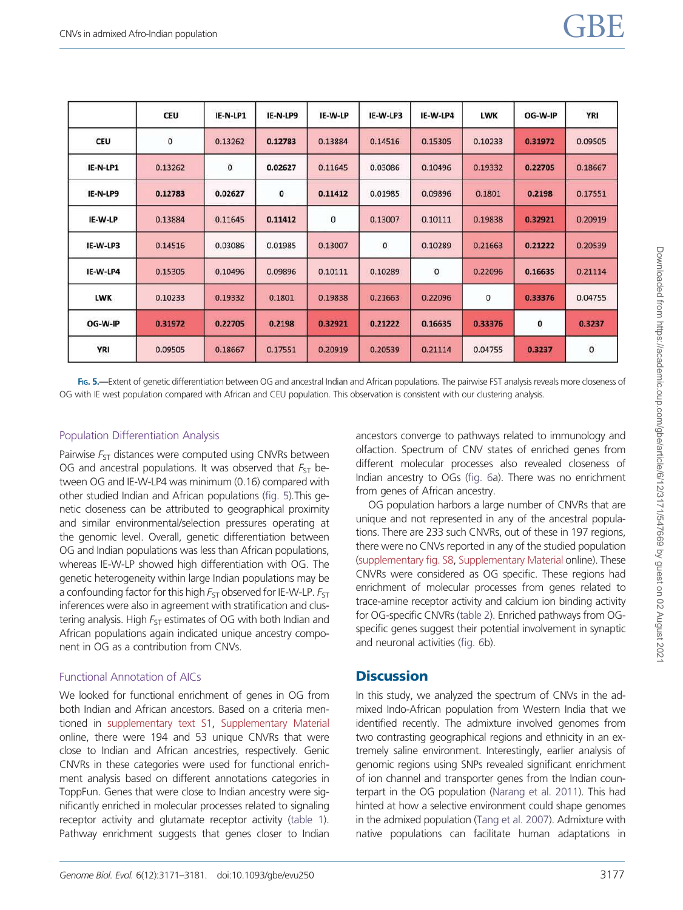|  | CEU | IE-N-LP1 | IE-N-LP9 | IE-W-LP | IE-W-LP3 | IE-W-LP4 | LWK | OG-W-IP | YRI |
|---|---|---|---|---|---|---|---|---|---|
| **CEU** | 0 | 0.13262 | **0.12783** | 0.13884 | 0.14516 | 0.15305 | 0.10233 | **0.31972** | 0.09505 |
| **IE-N-LP1** | 0.13262 | 0 | **0.02627** | 0.11645 | 0.03086 | 0.10496 | 0.19332 | **0.22705** | 0.18667 |
| **IE-N-LP9** | **0.12783** | **0.02627** | **0** | **0.11412** | 0.01985 | 0.09896 | 0.1801 | **0.2198** | 0.17551 |
| **IE-W-LP** | 0.13884 | 0.11645 | **0.11412** | 0 | 0.13007 | 0.10111 | 0.19838 | **0.32921** | 0.20919 |
| **IE-W-LP3** | 0.14516 | 0.03086 | 0.01985 | 0.13007 | 0 | 0.10289 | 0.21663 | **0.21222** | 0.20539 |
| **IE-W-LP4** | 0.15305 | 0.10496 | 0.09896 | 0.10111 | 0.10289 | 0 | 0.22096 | **0.16635** | 0.21114 |
| **LWK** | 0.10233 | 0.19332 | 0.1801 | 0.19838 | 0.21663 | 0.22096 | 0 | **0.33376** | 0.04755 |
| **OG-W-IP** | **0.31972** | **0.22705** | **0.2198** | **0.32921** | **0.21222** | **0.16635** | **0.33376** | **0** | **0.3237** |
| **YRI** | 0.09505 | 0.18667 | 0.17551 | 0.20919 | 0.20539 | 0.21114 | 0.04755 | **0.3237** | 0 |

**Fig. 5.**—Extent of genetic differentiation between OG and ancestral Indian and African populations. The pairwise FST analysis reveals more closeness of OG with IE west population compared with African and CEU population. This observation is consistent with our clustering analysis.

### Population Differentiation Analysis

Pairwise $F_{ST}$ distances were computed using CNVRs between OG and ancestral populations. It was observed that $F_{ST}$ between OG and IE-W-LP4 was minimum (0.16) compared with other studied Indian and African populations (fig. 5).This genetic closeness can be attributed to geographical proximity and similar environmental/selection pressures operating at the genomic level. Overall, genetic differentiation between OG and Indian populations was less than African populations, whereas IE-W-LP showed high differentiation with OG. The genetic heterogeneity within large Indian populations may be a confounding factor for this high $F_{ST}$ observed for IE-W-LP. $F_{ST}$ inferences were also in agreement with stratification and clustering analysis. High $F_{ST}$ estimates of OG with both Indian and African populations again indicated unique ancestry component in OG as a contribution from CNVs.

### Functional Annotation of AICs

We looked for functional enrichment of genes in OG from both Indian and African ancestors. Based on a criteria mentioned in supplementary text S1, Supplementary Material online, there were 194 and 53 unique CNVRs that were close to Indian and African ancestries, respectively. Genic CNVRs in these categories were used for functional enrichment analysis based on different annotations categories in ToppFun. Genes that were close to Indian ancestry were significantly enriched in molecular processes related to signaling receptor activity and glutamate receptor activity (table 1). Pathway enrichment suggests that genes closer to Indian ancestors converge to pathways related to immunology and olfaction. Spectrum of CNV states of enriched genes from different molecular processes also revealed closeness of Indian ancestry to OGs (fig. 6a). There was no enrichment from genes of African ancestry.

OG population harbors a large number of CNVRs that are unique and not represented in any of the ancestral populations. There are 233 such CNVRs, out of these in 197 regions, there were no CNVs reported in any of the studied population (supplementary fig. S8, Supplementary Material online). These CNVRs were considered as OG specific. These regions had enrichment of molecular processes from genes related to trace-amine receptor activity and calcium ion binding activity for OG-specific CNVRs (table 2). Enriched pathways from OG-specific genes suggest their potential involvement in synaptic and neuronal activities (fig. 6b).

## Discussion

In this study, we analyzed the spectrum of CNVs in the admixed Indo-African population from Western India that we identified recently. The admixture involved genomes from two contrasting geographical regions and ethnicity in an extremely saline environment. Interestingly, earlier analysis of genomic regions using SNPs revealed significant enrichment of ion channel and transporter genes from the Indian counterpart in the OG population (Narang et al. 2011). This had hinted at how a selective environment could shape genomes in the admixed population (Tang et al. 2007). Admixture with native populations can facilitate human adaptations in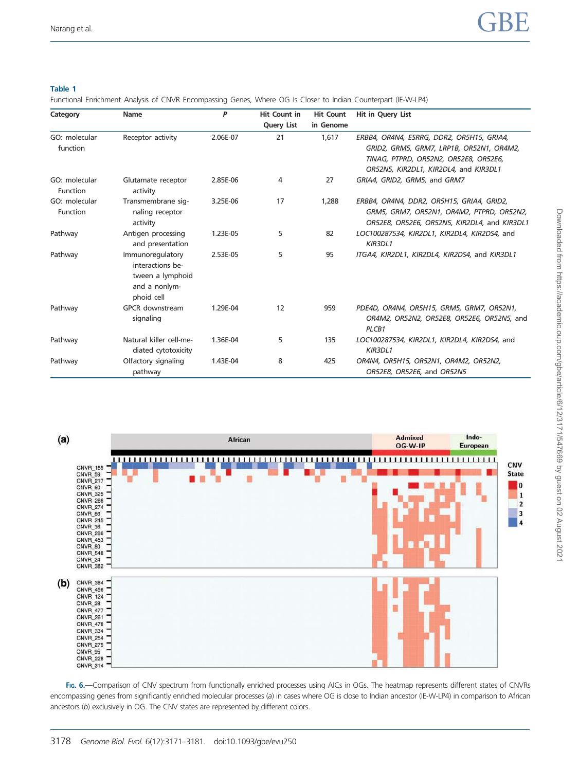**Table 1**
Functional Enrichment Analysis of CNVR Encompassing Genes, Where OG Is Closer to Indian Counterpart (IE-W-LP4)

| Category | Name | P | Hit Count in Query List | Hit Count in Genome | Hit in Query List |
|---|---|---|---|---|---|
| GO: molecular function | Receptor activity | 2.06E-07 | 21 | 1,617 | *ERBB4, OR4N4, ESRRG, DDR2, OR5H15, GRIA4, GRID2, GRM5, GRM7, LRP1B, OR52N1, OR4M2, TINAG, PTPRD, OR52N2, OR52E8, OR52E6, OR52N5, KIR2DL1, KIR2DL4,* and *KIR3DL1* |
| GO: molecular Function | Glutamate receptor activity | 2.85E-06 | 4 | 27 | *GRIA4, GRID2, GRM5,* and *GRM7* |
| GO: molecular Function | Transmembrane signaling receptor activity | 3.25E-06 | 17 | 1,288 | *ERBB4, OR4N4, DDR2, OR5H15, GRIA4, GRID2, GRM5, GRM7, OR52N1, OR4M2, PTPRD, OR52N2, OR52E8, OR52E6, OR52N5, KIR2DL4,* and *KIR3DL1* |
| Pathway | Antigen processing and presentation | 1.23E-05 | 5 | 82 | *LOC100287534, KIR2DL1, KIR2DL4, KIR2DS4,* and *KIR3DL1* |
| Pathway | Immunoregulatory interactions between a lymphoid and a nonlymphoid cell | 2.53E-05 | 5 | 95 | *ITGA4, KIR2DL1, KIR2DL4, KIR2DS4,* and *KIR3DL1* |
| Pathway | GPCR downstream signaling | 1.29E-04 | 12 | 959 | *PDE4D, OR4N4, OR5H15, GRM5, GRM7, OR52N1, OR4M2, OR52N2, OR52E8, OR52E6, OR52N5,* and *PLCB1* |
| Pathway | Natural killer cell-mediated cytotoxicity | 1.36E-04 | 5 | 135 | *LOC100287534, KIR2DL1, KIR2DL4, KIR2DS4,* and *KIR3DL1* |
| Pathway | Olfactory signaling pathway | 1.43E-04 | 8 | 425 | *OR4N4, OR5H15, OR52N1, OR4M2, OR52N2, OR52E8, OR52E6,* and *OR52N5* |

Fig. 6.—Comparison of CNV spectrum from functionally enriched processes using AICs in OGs. The heatmap represents different states of CNVRs encompassing genes from significantly enriched molecular processes (*a*) in cases where OG is close to Indian ancestor (IE-W-LP4) in comparison to African ancestors (*b*) exclusively in OG. The CNV states are represented by different colors.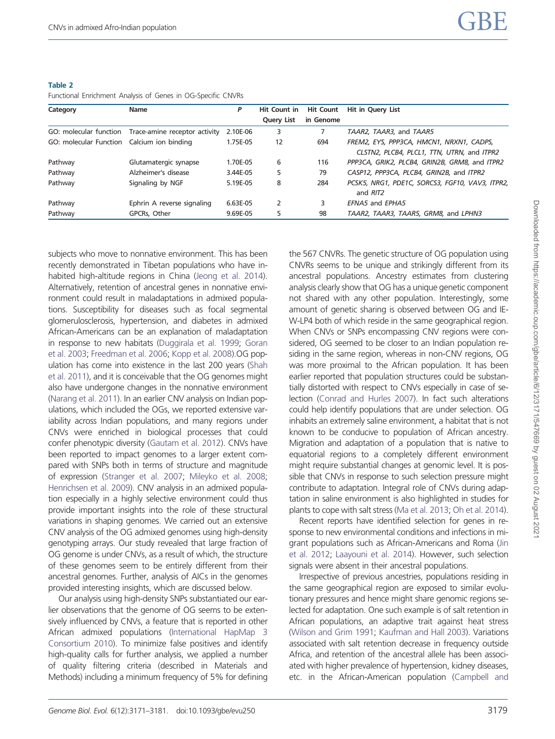**Table 2**

Functional Enrichment Analysis of Genes in OG-Specific CNVRs

| Category | Name | P | Hit Count in Query List | Hit Count in Genome | Hit in Query List |
|---|---|---|---|---|---|
| GO: molecular function | Trace-amine receptor activity | 2.10E-06 | 3 | 7 | *TAAR2, TAAR3,* and *TAAR5* |
| GO: molecular Function | Calcium ion binding | 1.75E-05 | 12 | 694 | *FREM2, EYS, PPP3CA, HMCN1, NRXN1, CADPS, CLSTN2, PLCB4, PLCL1, TTN, UTRN,* and *ITPR2* |
| Pathway | Glutamatergic synapse | 1.70E-05 | 6 | 116 | *PPP3CA, GRIK2, PLCB4, GRIN2B, GRM8,* and *ITPR2* |
| Pathway | Alzheimer's disease | 3.44E-05 | 5 | 79 | *CASP12, PPP3CA, PLCB4, GRIN2B,* and *ITPR2* |
| Pathway | Signaling by NGF | 5.19E-05 | 8 | 284 | *PCSK5, NRG1, PDE1C, SORCS3, FGF10, VAV3, ITPR2,* and *RIT2* |
| Pathway | Ephrin A reverse signaling | 6.63E-05 | 2 | 3 | *EFNA5* and *EPHA5* |
| Pathway | GPCRs, Other | 9.69E-05 | 5 | 98 | *TAAR2, TAAR3, TAAR5, GRM8,* and *LPHN3* |

subjects who move to nonnative environment. This has been recently demonstrated in Tibetan populations who have inhabited high-altitude regions in China (Jeong et al. 2014). Alternatively, retention of ancestral genes in nonnative environment could result in maladaptations in admixed populations. Susceptibility for diseases such as focal segmental glomerulosclerosis, hypertension, and diabetes in admixed African-Americans can be an explanation of maladaptation in response to new habitats (Duggirala et al. 1999; Goran et al. 2003; Freedman et al. 2006; Kopp et al. 2008).OG population has come into existence in the last 200 years (Shah et al. 2011), and it is conceivable that the OG genomes might also have undergone changes in the nonnative environment (Narang et al. 2011). In an earlier CNV analysis on Indian populations, which included the OGs, we reported extensive variability across Indian populations, and many regions under CNVs were enriched in biological processes that could confer phenotypic diversity (Gautam et al. 2012). CNVs have been reported to impact genomes to a larger extent compared with SNPs both in terms of structure and magnitude of expression (Stranger et al. 2007; Mileyko et al. 2008; Henrichsen et al. 2009). CNV analysis in an admixed population especially in a highly selective environment could thus provide important insights into the role of these structural variations in shaping genomes. We carried out an extensive CNV analysis of the OG admixed genomes using high-density genotyping arrays. Our study revealed that large fraction of OG genome is under CNVs, as a result of which, the structure of these genomes seem to be entirely different from their ancestral genomes. Further, analysis of AICs in the genomes provided interesting insights, which are discussed below.

Our analysis using high-density SNPs substantiated our earlier observations that the genome of OG seems to be extensively influenced by CNVs, a feature that is reported in other African admixed populations (International HapMap 3 Consortium 2010). To minimize false positives and identify high-quality calls for further analysis, we applied a number of quality filtering criteria (described in Materials and Methods) including a minimum frequency of 5% for defining the 567 CNVRs. The genetic structure of OG population using CNVRs seems to be unique and strikingly different from its ancestral populations. Ancestry estimates from clustering analysis clearly show that OG has a unique genetic component not shared with any other population. Interestingly, some amount of genetic sharing is observed between OG and IE-W-LP4 both of which reside in the same geographical region. When CNVs or SNPs encompassing CNV regions were considered, OG seemed to be closer to an Indian population residing in the same region, whereas in non-CNV regions, OG was more proximal to the African population. It has been earlier reported that population structures could be substantially distorted with respect to CNVs especially in case of selection (Conrad and Hurles 2007). In fact such alterations could help identify populations that are under selection. OG inhabits an extremely saline environment, a habitat that is not known to be conducive to population of African ancestry. Migration and adaptation of a population that is native to equatorial regions to a completely different environment might require substantial changes at genomic level. It is possible that CNVs in response to such selection pressure might contribute to adaptation. Integral role of CNVs during adaptation in saline environment is also highlighted in studies for plants to cope with salt stress (Ma et al. 2013; Oh et al. 2014).

Recent reports have identified selection for genes in response to new environmental conditions and infections in migrant populations such as African-Americans and Roma (Jin et al. 2012; Laayouni et al. 2014). However, such selection signals were absent in their ancestral populations.

Irrespective of previous ancestries, populations residing in the same geographical region are exposed to similar evolutionary pressures and hence might share genomic regions selected for adaptation. One such example is of salt retention in African populations, an adaptive trait against heat stress (Wilson and Grim 1991; Kaufman and Hall 2003). Variations associated with salt retention decrease in frequency outside Africa, and retention of the ancestral allele has been associated with higher prevalence of hypertension, kidney diseases, etc. in the African-American population (Campbell and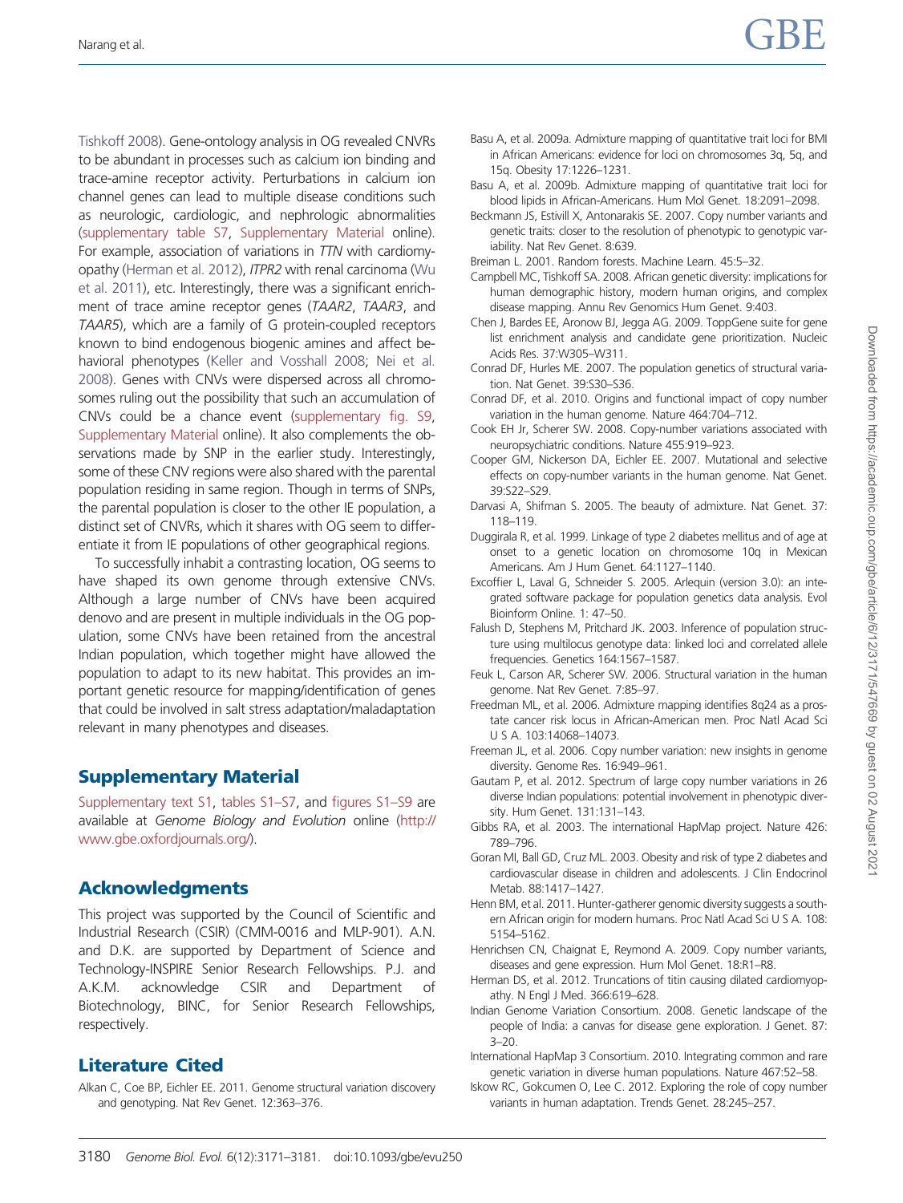Tishkoff 2008). Gene-ontology analysis in OG revealed CNVRs to be abundant in processes such as calcium ion binding and trace-amine receptor activity. Perturbations in calcium ion channel genes can lead to multiple disease conditions such as neurologic, cardiologic, and nephrologic abnormalities (supplementary table S7, Supplementary Material online). For example, association of variations in *TTN* with cardiomyopathy (Herman et al. 2012), *ITPR2* with renal carcinoma (Wu et al. 2011), etc. Interestingly, there was a significant enrichment of trace amine receptor genes (*TAAR2*, *TAAR3*, and *TAAR5*), which are a family of G protein-coupled receptors known to bind endogenous biogenic amines and affect behavioral phenotypes (Keller and Vosshall 2008; Nei et al. 2008). Genes with CNVs were dispersed across all chromosomes ruling out the possibility that such an accumulation of CNVs could be a chance event (supplementary fig. S9, Supplementary Material online). It also complements the observations made by SNP in the earlier study. Interestingly, some of these CNV regions were also shared with the parental population residing in same region. Though in terms of SNPs, the parental population is closer to the other IE population, a distinct set of CNVRs, which it shares with OG seem to differentiate it from IE populations of other geographical regions.

To successfully inhabit a contrasting location, OG seems to have shaped its own genome through extensive CNVs. Although a large number of CNVs have been acquired denovo and are present in multiple individuals in the OG population, some CNVs have been retained from the ancestral Indian population, which together might have allowed the population to adapt to its new habitat. This provides an important genetic resource for mapping/identification of genes that could be involved in salt stress adaptation/maladaptation relevant in many phenotypes and diseases.

## Supplementary Material

Supplementary text S1, tables S1–S7, and figures S1–S9 are available at *Genome Biology and Evolution* online (http://www.gbe.oxfordjournals.org/).

## Acknowledgments

This project was supported by the Council of Scientific and Industrial Research (CSIR) (CMM-0016 and MLP-901). A.N. and D.K. are supported by Department of Science and Technology-INSPIRE Senior Research Fellowships. P.J. and A.K.M. acknowledge CSIR and Department of Biotechnology, BINC, for Senior Research Fellowships, respectively.

## Literature Cited

Alkan C, Coe BP, Eichler EE. 2011. Genome structural variation discovery and genotyping. Nat Rev Genet. 12:363–376.

Basu A, et al. 2009a. Admixture mapping of quantitative trait loci for BMI in African Americans: evidence for loci on chromosomes 3q, 5q, and 15q. Obesity 17:1226–1231.

Basu A, et al. 2009b. Admixture mapping of quantitative trait loci for blood lipids in African-Americans. Hum Mol Genet. 18:2091–2098.

Beckmann JS, Estivill X, Antonarakis SE. 2007. Copy number variants and genetic traits: closer to the resolution of phenotypic to genotypic variability. Nat Rev Genet. 8:639.

Breiman L. 2001. Random forests. Machine Learn. 45:5–32.

Campbell MC, Tishkoff SA. 2008. African genetic diversity: implications for human demographic history, modern human origins, and complex disease mapping. Annu Rev Genomics Hum Genet. 9:403.

Chen J, Bardes EE, Aronow BJ, Jegga AG. 2009. ToppGene suite for gene list enrichment analysis and candidate gene prioritization. Nucleic Acids Res. 37:W305–W311.

Conrad DF, Hurles ME. 2007. The population genetics of structural variation. Nat Genet. 39:S30–S36.

Conrad DF, et al. 2010. Origins and functional impact of copy number variation in the human genome. Nature 464:704–712.

Cook EH Jr, Scherer SW. 2008. Copy-number variations associated with neuropsychiatric conditions. Nature 455:919–923.

Cooper GM, Nickerson DA, Eichler EE. 2007. Mutational and selective effects on copy-number variants in the human genome. Nat Genet. 39:S22–S29.

Darvasi A, Shifman S. 2005. The beauty of admixture. Nat Genet. 37: 118–119.

Duggirala R, et al. 1999. Linkage of type 2 diabetes mellitus and of age at onset to a genetic location on chromosome 10q in Mexican Americans. Am J Hum Genet. 64:1127–1140.

Excoffier L, Laval G, Schneider S. 2005. Arlequin (version 3.0): an integrated software package for population genetics data analysis. Evol Bioinform Online. 1: 47–50.

Falush D, Stephens M, Pritchard JK. 2003. Inference of population structure using multilocus genotype data: linked loci and correlated allele frequencies. Genetics 164:1567–1587.

Feuk L, Carson AR, Scherer SW. 2006. Structural variation in the human genome. Nat Rev Genet. 7:85–97.

Freedman ML, et al. 2006. Admixture mapping identifies 8q24 as a prostate cancer risk locus in African-American men. Proc Natl Acad Sci U S A. 103:14068–14073.

Freeman JL, et al. 2006. Copy number variation: new insights in genome diversity. Genome Res. 16:949–961.

Gautam P, et al. 2012. Spectrum of large copy number variations in 26 diverse Indian populations: potential involvement in phenotypic diversity. Hum Genet. 131:131–143.

Gibbs RA, et al. 2003. The international HapMap project. Nature 426: 789–796.

Goran MI, Ball GD, Cruz ML. 2003. Obesity and risk of type 2 diabetes and cardiovascular disease in children and adolescents. J Clin Endocrinol Metab. 88:1417–1427.

Henn BM, et al. 2011. Hunter-gatherer genomic diversity suggests a southern African origin for modern humans. Proc Natl Acad Sci U S A. 108: 5154–5162.

Henrichsen CN, Chaignat E, Reymond A. 2009. Copy number variants, diseases and gene expression. Hum Mol Genet. 18:R1–R8.

Herman DS, et al. 2012. Truncations of titin causing dilated cardiomyopathy. N Engl J Med. 366:619–628.

Indian Genome Variation Consortium. 2008. Genetic landscape of the people of India: a canvas for disease gene exploration. J Genet. 87: 3–20.

International HapMap 3 Consortium. 2010. Integrating common and rare genetic variation in diverse human populations. Nature 467:52–58.

Iskow RC, Gokcumen O, Lee C. 2012. Exploring the role of copy number variants in human adaptation. Trends Genet. 28:245–257.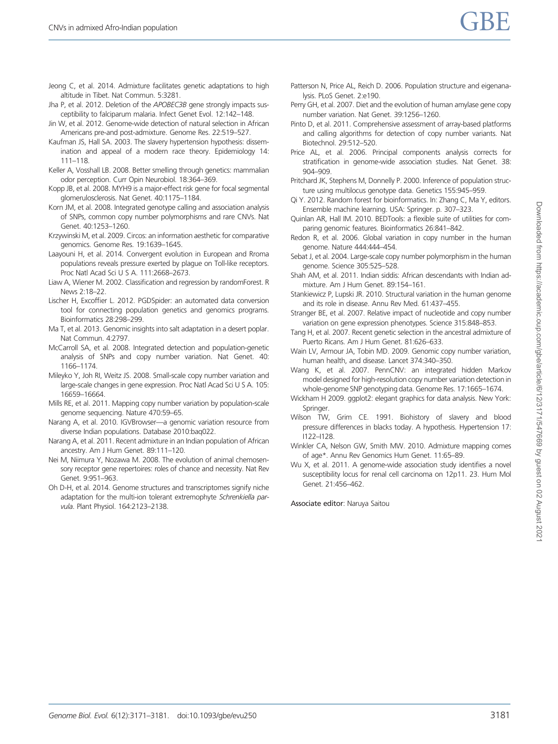Jeong C, et al. 2014. Admixture facilitates genetic adaptations to high altitude in Tibet. Nat Commun. 5:3281.

Jha P, et al. 2012. Deletion of the *APOBEC3B* gene strongly impacts susceptibility to falciparum malaria. Infect Genet Evol. 12:142–148.

Jin W, et al. 2012. Genome-wide detection of natural selection in African Americans pre-and post-admixture. Genome Res. 22:519–527.

Kaufman JS, Hall SA. 2003. The slavery hypertension hypothesis: dissemination and appeal of a modern race theory. Epidemiology 14: 111–118.

Keller A, Vosshall LB. 2008. Better smelling through genetics: mammalian odor perception. Curr Opin Neurobiol. 18:364–369.

Kopp JB, et al. 2008. MYH9 is a major-effect risk gene for focal segmental glomerulosclerosis. Nat Genet. 40:1175–1184.

Korn JM, et al. 2008. Integrated genotype calling and association analysis of SNPs, common copy number polymorphisms and rare CNVs. Nat Genet. 40:1253–1260.

Krzywinski M, et al. 2009. Circos: an information aesthetic for comparative genomics. Genome Res. 19:1639–1645.

Laayouni H, et al. 2014. Convergent evolution in European and Rroma populations reveals pressure exerted by plague on Toll-like receptors. Proc Natl Acad Sci U S A. 111:2668–2673.

Liaw A, Wiener M. 2002. Classification and regression by randomForest. R News 2:18–22.

Lischer H, Excoffier L. 2012. PGDSpider: an automated data conversion tool for connecting population genetics and genomics programs. Bioinformatics 28:298–299.

Ma T, et al. 2013. Genomic insights into salt adaptation in a desert poplar. Nat Commun. 4:2797.

McCarroll SA, et al. 2008. Integrated detection and population-genetic analysis of SNPs and copy number variation. Nat Genet. 40: 1166–1174.

Mileyko Y, Joh RI, Weitz JS. 2008. Small-scale copy number variation and large-scale changes in gene expression. Proc Natl Acad Sci U S A. 105: 16659–16664.

Mills RE, et al. 2011. Mapping copy number variation by population-scale genome sequencing. Nature 470:59–65.

Narang A, et al. 2010. IGVBrowser—a genomic variation resource from diverse Indian populations. Database 2010:baq022.

Narang A, et al. 2011. Recent admixture in an Indian population of African ancestry. Am J Hum Genet. 89:111–120.

Nei M, Niimura Y, Nozawa M. 2008. The evolution of animal chemosensory receptor gene repertoires: roles of chance and necessity. Nat Rev Genet. 9:951–963.

Oh D-H, et al. 2014. Genome structures and transcriptomes signify niche adaptation for the multi-ion tolerant extremophyte *Schrenkiella parvula*. Plant Physiol. 164:2123–2138.

Patterson N, Price AL, Reich D. 2006. Population structure and eigenanalysis. PLoS Genet. 2:e190.

Perry GH, et al. 2007. Diet and the evolution of human amylase gene copy number variation. Nat Genet. 39:1256–1260.

Pinto D, et al. 2011. Comprehensive assessment of array-based platforms and calling algorithms for detection of copy number variants. Nat Biotechnol. 29:512–520.

Price AL, et al. 2006. Principal components analysis corrects for stratification in genome-wide association studies. Nat Genet. 38: 904–909.

Pritchard JK, Stephens M, Donnelly P. 2000. Inference of population structure using multilocus genotype data. Genetics 155:945–959.

Qi Y. 2012. Random forest for bioinformatics. In: Zhang C, Ma Y, editors. Ensemble machine learning. USA: Springer. p. 307–323.

Quinlan AR, Hall IM. 2010. BEDTools: a flexible suite of utilities for comparing genomic features. Bioinformatics 26:841–842.

Redon R, et al. 2006. Global variation in copy number in the human genome. Nature 444:444–454.

Sebat J, et al. 2004. Large-scale copy number polymorphism in the human genome. Science 305:525–528.

Shah AM, et al. 2011. Indian siddis: African descendants with Indian admixture. Am J Hum Genet. 89:154–161.

Stankiewicz P, Lupski JR. 2010. Structural variation in the human genome and its role in disease. Annu Rev Med. 61:437–455.

Stranger BE, et al. 2007. Relative impact of nucleotide and copy number variation on gene expression phenotypes. Science 315:848–853.

Tang H, et al. 2007. Recent genetic selection in the ancestral admixture of Puerto Ricans. Am J Hum Genet. 81:626–633.

Wain LV, Armour JA, Tobin MD. 2009. Genomic copy number variation, human health, and disease. Lancet 374:340–350.

Wang K, et al. 2007. PennCNV: an integrated hidden Markov model designed for high-resolution copy number variation detection in whole-genome SNP genotyping data. Genome Res. 17:1665–1674.

Wickham H 2009. ggplot2: elegant graphics for data analysis. New York: Springer.

Wilson TW, Grim CE. 1991. Biohistory of slavery and blood pressure differences in blacks today. A hypothesis. Hypertension 17: I122–I128.

Winkler CA, Nelson GW, Smith MW. 2010. Admixture mapping comes of age*. Annu Rev Genomics Hum Genet. 11:65–89.

Wu X, et al. 2011. A genome-wide association study identifies a novel susceptibility locus for renal cell carcinoma on 12p11. 23. Hum Mol Genet. 21:456–462.

**Associate editor**: Naruya Saitou